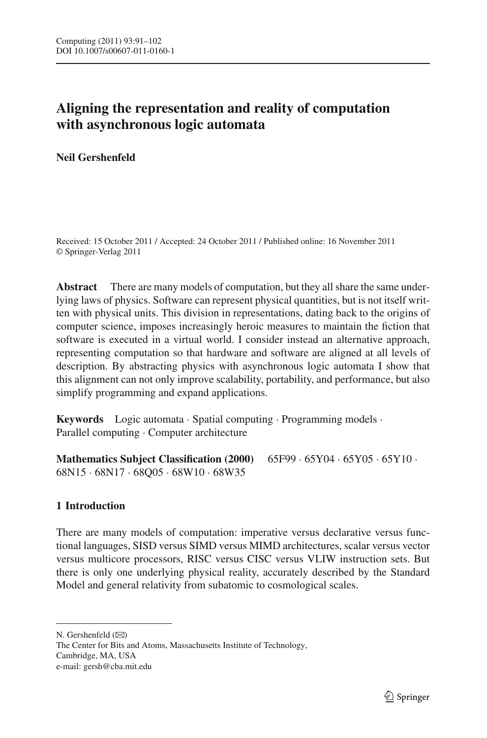# Aligning the representation and reality of computation with asynchronous logic automata

**Neil Gershenfeld**

Received: 15 October 2011 / Accepted: 24 October 2011 / Published online: 16 November 2011
© Springer-Verlag 2011

**Abstract** There are many models of computation, but they all share the same underlying laws of physics. Software can represent physical quantities, but is not itself written with physical units. This division in representations, dating back to the origins of computer science, imposes increasingly heroic measures to maintain the fiction that software is executed in a virtual world. I consider instead an alternative approach, representing computation so that hardware and software are aligned at all levels of description. By abstracting physics with asynchronous logic automata I show that this alignment can not only improve scalability, portability, and performance, but also simplify programming and expand applications.

**Keywords** Logic automata · Spatial computing · Programming models · Parallel computing · Computer architecture

**Mathematics Subject Classification (2000)** 65F99 · 65Y04 · 65Y05 · 65Y10 · 68N15 · 68N17 · 68Q05 · 68W10 · 68W35

## 1 Introduction

There are many models of computation: imperative versus declarative versus functional languages, SISD versus SIMD versus MIMD architectures, scalar versus vector versus multicore processors, RISC versus CISC versus VLIW instruction sets. But there is only one underlying physical reality, accurately described by the Standard Model and general relativity from subatomic to cosmological scales.

---

N. Gershenfeld (✉)
The Center for Bits and Atoms, Massachusetts Institute of Technology,
Cambridge, MA, USA
e-mail: gersh@cba.mit.edu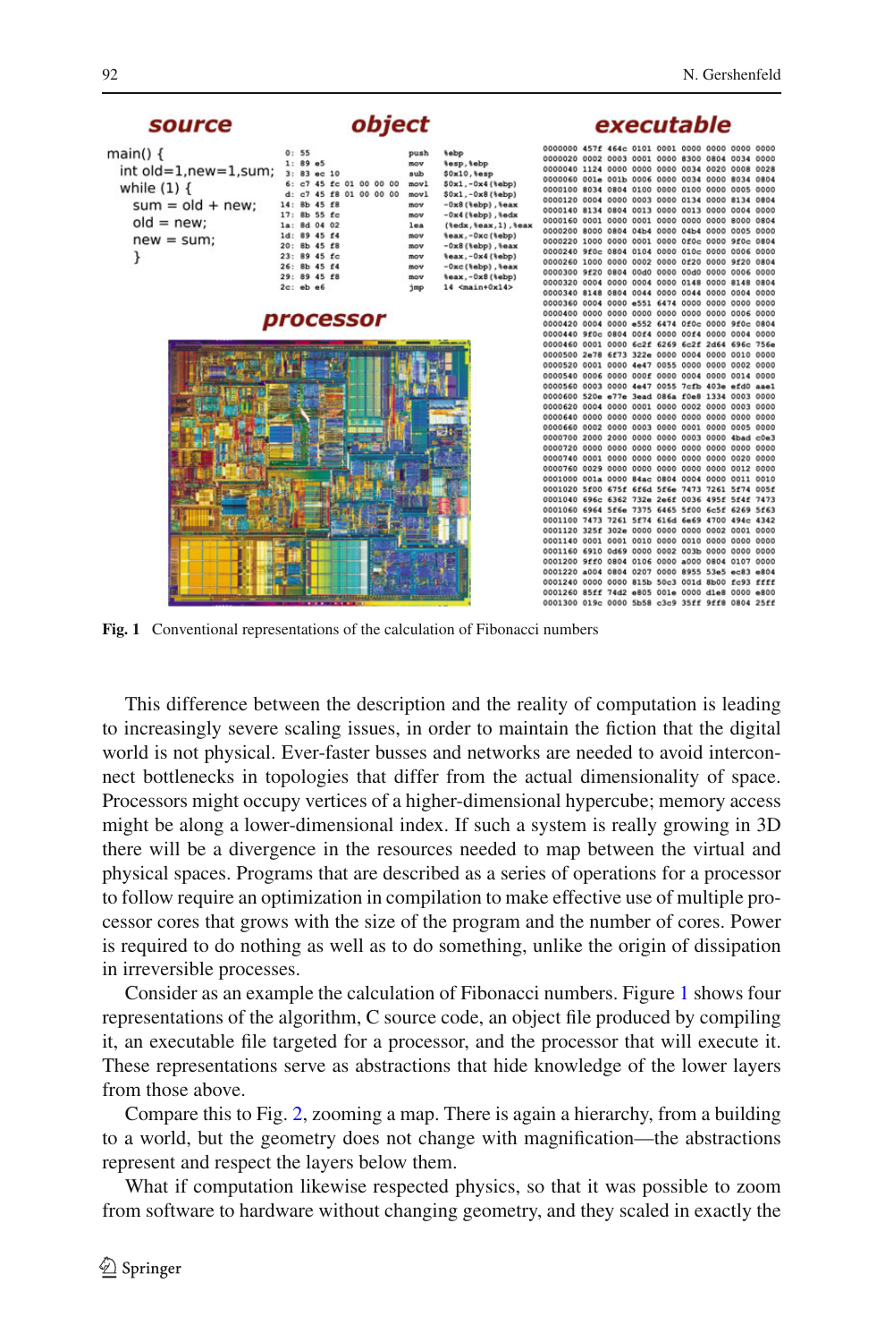**Fig. 1** Conventional representations of the calculation of Fibonacci numbers

This difference between the description and the reality of computation is leading to increasingly severe scaling issues, in order to maintain the fiction that the digital world is not physical. Ever-faster busses and networks are needed to avoid interconnect bottlenecks in topologies that differ from the actual dimensionality of space. Processors might occupy vertices of a higher-dimensional hypercube; memory access might be along a lower-dimensional index. If such a system is really growing in 3D there will be a divergence in the resources needed to map between the virtual and physical spaces. Programs that are described as a series of operations for a processor to follow require an optimization in compilation to make effective use of multiple processor cores that grows with the size of the program and the number of cores. Power is required to do nothing as well as to do something, unlike the origin of dissipation in irreversible processes.

Consider as an example the calculation of Fibonacci numbers. Figure 1 shows four representations of the algorithm, C source code, an object file produced by compiling it, an executable file targeted for a processor, and the processor that will execute it. These representations serve as abstractions that hide knowledge of the lower layers from those above.

Compare this to Fig. 2, zooming a map. There is again a hierarchy, from a building to a world, but the geometry does not change with magnification—the abstractions represent and respect the layers below them.

What if computation likewise respected physics, so that it was possible to zoom from software to hardware without changing geometry, and they scaled in exactly the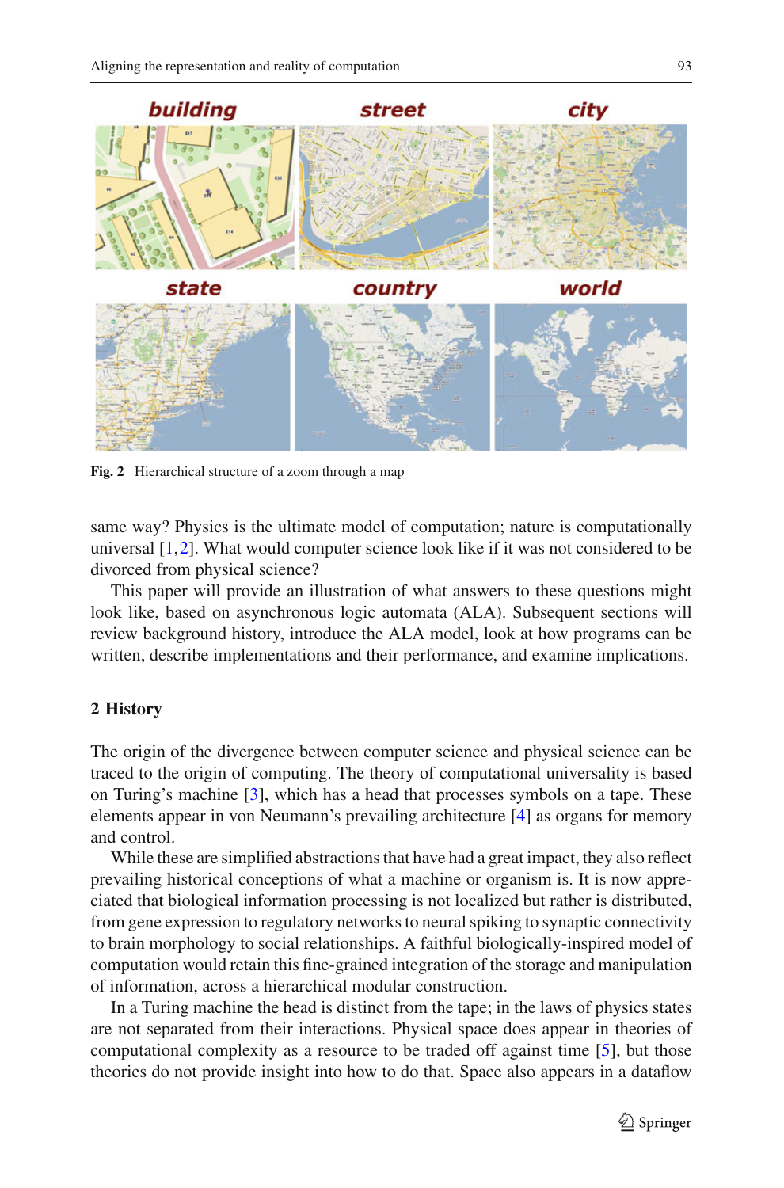Fig. 2 Hierarchical structure of a zoom through a map

same way? Physics is the ultimate model of computation; nature is computationally universal [1,2]. What would computer science look like if it was not considered to be divorced from physical science?

This paper will provide an illustration of what answers to these questions might look like, based on asynchronous logic automata (ALA). Subsequent sections will review background history, introduce the ALA model, look at how programs can be written, describe implementations and their performance, and examine implications.

## 2 History

The origin of the divergence between computer science and physical science can be traced to the origin of computing. The theory of computational universality is based on Turing's machine [3], which has a head that processes symbols on a tape. These elements appear in von Neumann's prevailing architecture [4] as organs for memory and control.

While these are simplified abstractions that have had a great impact, they also reflect prevailing historical conceptions of what a machine or organism is. It is now appreciated that biological information processing is not localized but rather is distributed, from gene expression to regulatory networks to neural spiking to synaptic connectivity to brain morphology to social relationships. A faithful biologically-inspired model of computation would retain this fine-grained integration of the storage and manipulation of information, across a hierarchical modular construction.

In a Turing machine the head is distinct from the tape; in the laws of physics states are not separated from their interactions. Physical space does appear in theories of computational complexity as a resource to be traded off against time [5], but those theories do not provide insight into how to do that. Space also appears in a dataflow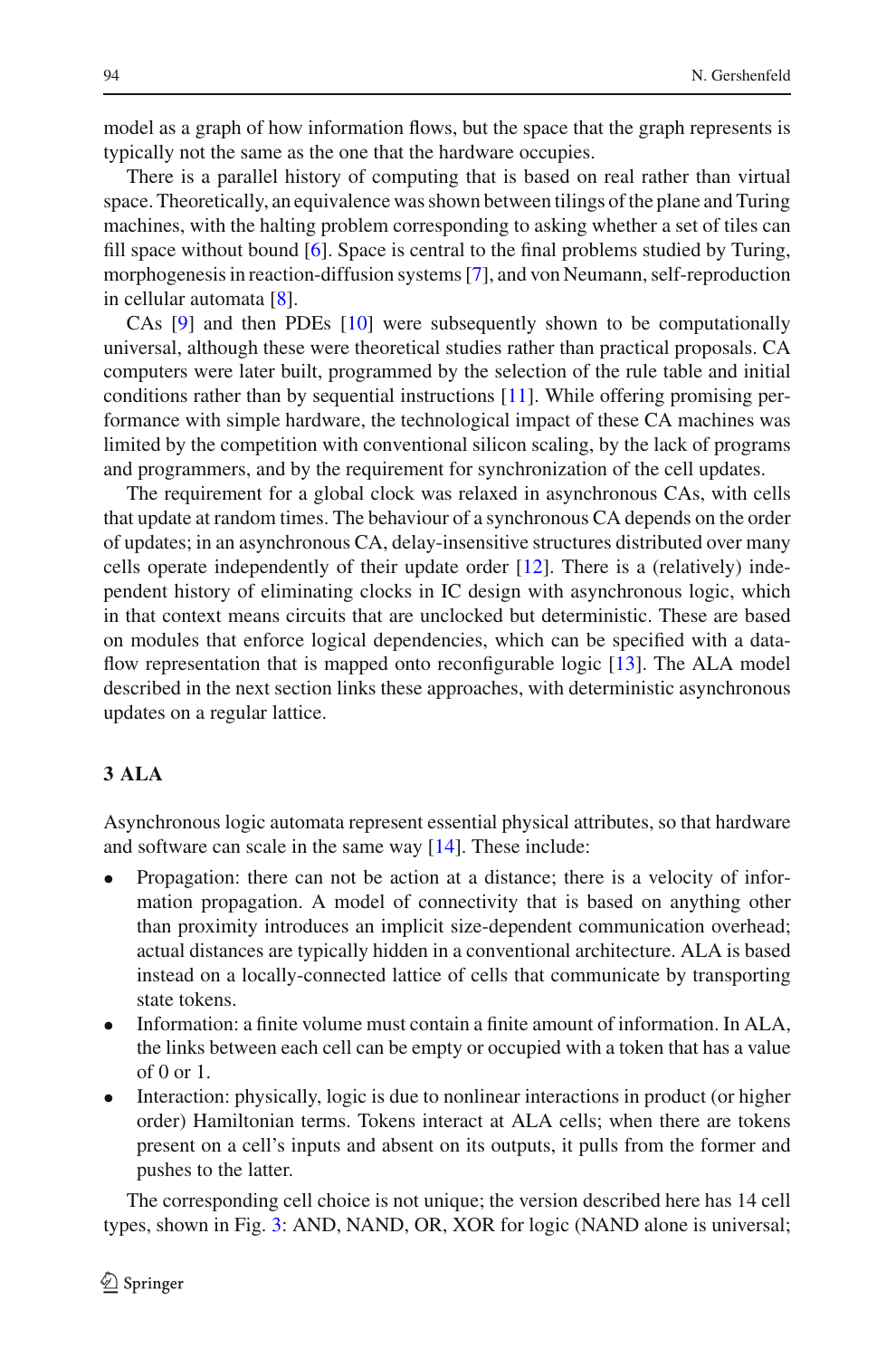model as a graph of how information flows, but the space that the graph represents is typically not the same as the one that the hardware occupies.

There is a parallel history of computing that is based on real rather than virtual space. Theoretically, an equivalence was shown between tilings of the plane and Turing machines, with the halting problem corresponding to asking whether a set of tiles can fill space without bound [6]. Space is central to the final problems studied by Turing, morphogenesis in reaction-diffusion systems [7], and von Neumann, self-reproduction in cellular automata [8].

CAs [9] and then PDEs [10] were subsequently shown to be computationally universal, although these were theoretical studies rather than practical proposals. CA computers were later built, programmed by the selection of the rule table and initial conditions rather than by sequential instructions [11]. While offering promising performance with simple hardware, the technological impact of these CA machines was limited by the competition with conventional silicon scaling, by the lack of programs and programmers, and by the requirement for synchronization of the cell updates.

The requirement for a global clock was relaxed in asynchronous CAs, with cells that update at random times. The behaviour of a synchronous CA depends on the order of updates; in an asynchronous CA, delay-insensitive structures distributed over many cells operate independently of their update order [12]. There is a (relatively) independent history of eliminating clocks in IC design with asynchronous logic, which in that context means circuits that are unclocked but deterministic. These are based on modules that enforce logical dependencies, which can be specified with a dataflow representation that is mapped onto reconfigurable logic [13]. The ALA model described in the next section links these approaches, with deterministic asynchronous updates on a regular lattice.

## 3 ALA

Asynchronous logic automata represent essential physical attributes, so that hardware and software can scale in the same way [14]. These include:

- Propagation: there can not be action at a distance; there is a velocity of information propagation. A model of connectivity that is based on anything other than proximity introduces an implicit size-dependent communication overhead; actual distances are typically hidden in a conventional architecture. ALA is based instead on a locally-connected lattice of cells that communicate by transporting state tokens.
- Information: a finite volume must contain a finite amount of information. In ALA, the links between each cell can be empty or occupied with a token that has a value of 0 or 1.
- Interaction: physically, logic is due to nonlinear interactions in product (or higher order) Hamiltonian terms. Tokens interact at ALA cells; when there are tokens present on a cell's inputs and absent on its outputs, it pulls from the former and pushes to the latter.

The corresponding cell choice is not unique; the version described here has 14 cell types, shown in Fig. 3: AND, NAND, OR, XOR for logic (NAND alone is universal;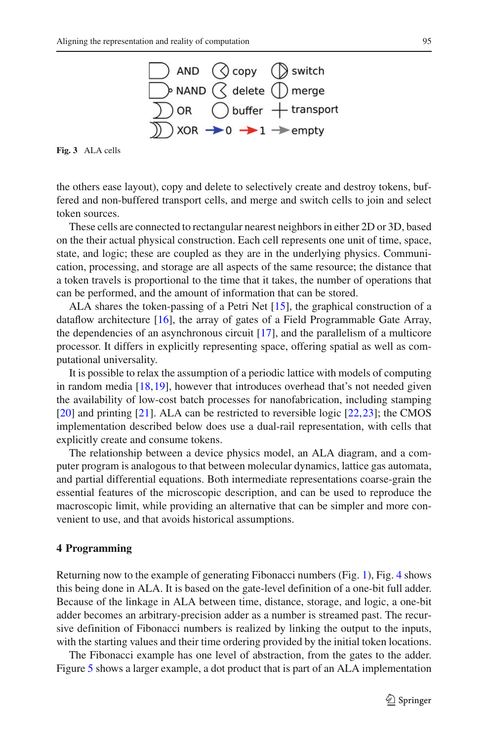**Fig. 3** ALA cells

the others ease layout), copy and delete to selectively create and destroy tokens, buffered and non-buffered transport cells, and merge and switch cells to join and select token sources.

These cells are connected to rectangular nearest neighbors in either 2D or 3D, based on the their actual physical construction. Each cell represents one unit of time, space, state, and logic; these are coupled as they are in the underlying physics. Communication, processing, and storage are all aspects of the same resource; the distance that a token travels is proportional to the time that it takes, the number of operations that can be performed, and the amount of information that can be stored.

ALA shares the token-passing of a Petri Net [15], the graphical construction of a dataflow architecture [16], the array of gates of a Field Programmable Gate Array, the dependencies of an asynchronous circuit [17], and the parallelism of a multicore processor. It differs in explicitly representing space, offering spatial as well as computational universality.

It is possible to relax the assumption of a periodic lattice with models of computing in random media [18,19], however that introduces overhead that's not needed given the availability of low-cost batch processes for nanofabrication, including stamping [20] and printing [21]. ALA can be restricted to reversible logic [22,23]; the CMOS implementation described below does use a dual-rail representation, with cells that explicitly create and consume tokens.

The relationship between a device physics model, an ALA diagram, and a computer program is analogous to that between molecular dynamics, lattice gas automata, and partial differential equations. Both intermediate representations coarse-grain the essential features of the microscopic description, and can be used to reproduce the macroscopic limit, while providing an alternative that can be simpler and more convenient to use, and that avoids historical assumptions.

## 4 Programming

Returning now to the example of generating Fibonacci numbers (Fig. 1), Fig. 4 shows this being done in ALA. It is based on the gate-level definition of a one-bit full adder. Because of the linkage in ALA between time, distance, storage, and logic, a one-bit adder becomes an arbitrary-precision adder as a number is streamed past. The recursive definition of Fibonacci numbers is realized by linking the output to the inputs, with the starting values and their time ordering provided by the initial token locations.

The Fibonacci example has one level of abstraction, from the gates to the adder. Figure 5 shows a larger example, a dot product that is part of an ALA implementation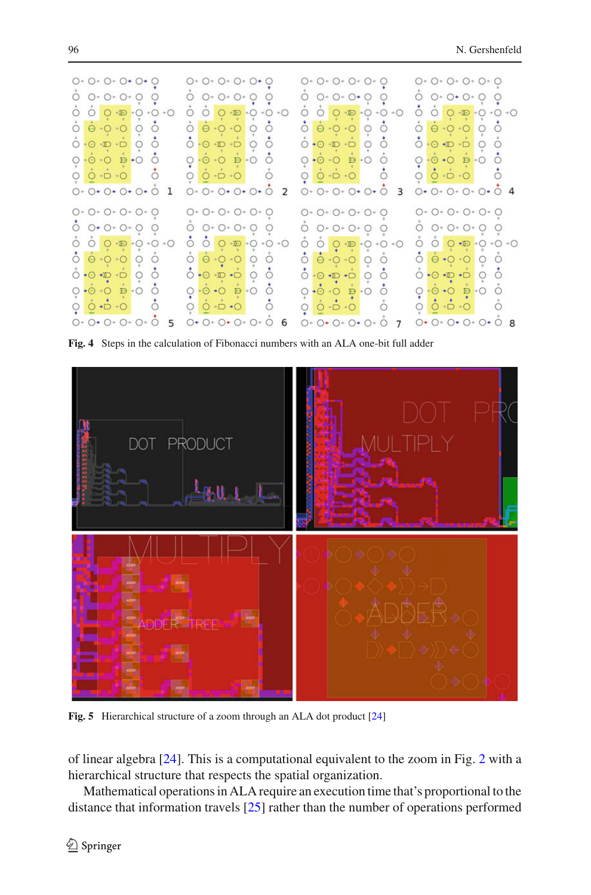**Fig. 4** Steps in the calculation of Fibonacci numbers with an ALA one-bit full adder

**Fig. 5** Hierarchical structure of a zoom through an ALA dot product [24]

of linear algebra [24]. This is a computational equivalent to the zoom in Fig. 2 with a hierarchical structure that respects the spatial organization.

Mathematical operations in ALA require an execution time that's proportional to the distance that information travels [25] rather than the number of operations performed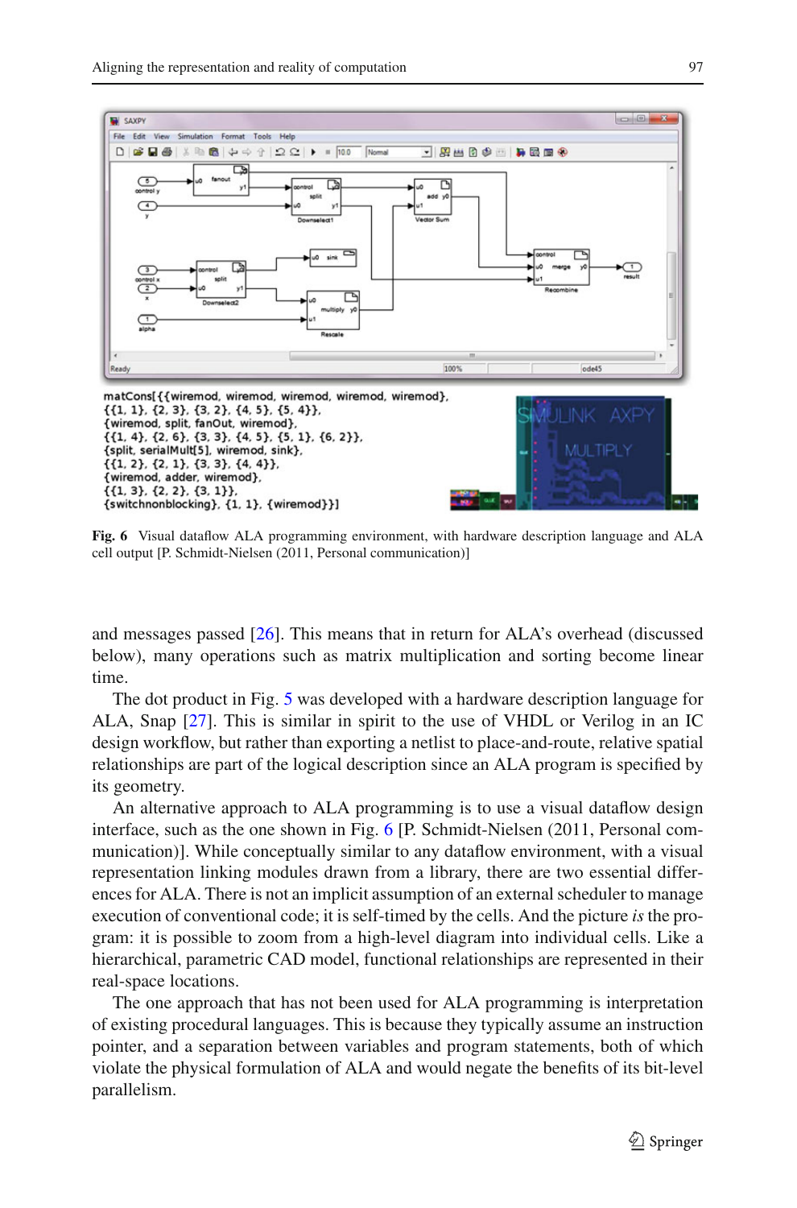```
matCons[{{wiremod, wiremod, wiremod, wiremod, wiremod},
{{1, 1}, {2, 3}, {3, 2}, {4, 5}, {5, 4}}},
{{wiremod, split, fanOut, wiremod},
{{1, 4}, {2, 6}, {3, 3}, {4, 5}, {5, 1}, {6, 2}}},
{split, serialMult[5], wiremod, sink},
{{1, 2}, {2, 1}, {3, 3}, {4, 4}},
{wiremod, adder, wiremod},
{{1, 3}, {2, 2}, {3, 1}},
{switchnonblocking}, {1, 1}, {wiremod}}]
```

**Fig. 6** Visual dataflow ALA programming environment, with hardware description language and ALA cell output [P. Schmidt-Nielsen (2011, Personal communication)]

and messages passed [26]. This means that in return for ALA's overhead (discussed below), many operations such as matrix multiplication and sorting become linear time.

The dot product in Fig. 5 was developed with a hardware description language for ALA, Snap [27]. This is similar in spirit to the use of VHDL or Verilog in an IC design workflow, but rather than exporting a netlist to place-and-route, relative spatial relationships are part of the logical description since an ALA program is specified by its geometry.

An alternative approach to ALA programming is to use a visual dataflow design interface, such as the one shown in Fig. 6 [P. Schmidt-Nielsen (2011, Personal communication)]. While conceptually similar to any dataflow environment, with a visual representation linking modules drawn from a library, there are two essential differences for ALA. There is not an implicit assumption of an external scheduler to manage execution of conventional code; it is self-timed by the cells. And the picture *is* the program: it is possible to zoom from a high-level diagram into individual cells. Like a hierarchical, parametric CAD model, functional relationships are represented in their real-space locations.

The one approach that has not been used for ALA programming is interpretation of existing procedural languages. This is because they typically assume an instruction pointer, and a separation between variables and program statements, both of which violate the physical formulation of ALA and would negate the benefits of its bit-level parallelism.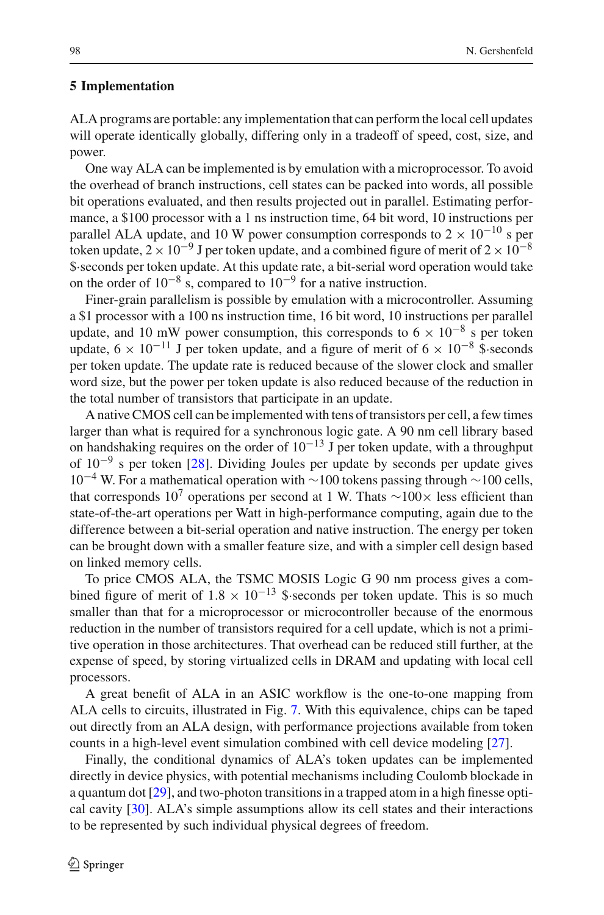## 5 Implementation

ALA programs are portable: any implementation that can perform the local cell updates will operate identically globally, differing only in a tradeoff of speed, cost, size, and power.

One way ALA can be implemented is by emulation with a microprocessor. To avoid the overhead of branch instructions, cell states can be packed into words, all possible bit operations evaluated, and then results projected out in parallel. Estimating performance, a \$100 processor with a 1 ns instruction time, 64 bit word, 10 instructions per parallel ALA update, and 10 W power consumption corresponds to $2 \times 10^{-10}$ s per token update, $2 \times 10^{-9}$ J per token update, and a combined figure of merit of $2 \times 10^{-8}$ \$·seconds per token update. At this update rate, a bit-serial word operation would take on the order of $10^{-8}$ s, compared to $10^{-9}$ for a native instruction.

Finer-grain parallelism is possible by emulation with a microcontroller. Assuming a \$1 processor with a 100 ns instruction time, 16 bit word, 10 instructions per parallel update, and 10 mW power consumption, this corresponds to $6 \times 10^{-8}$ s per token update, $6 \times 10^{-11}$ J per token update, and a figure of merit of $6 \times 10^{-8}$ \$·seconds per token update. The update rate is reduced because of the slower clock and smaller word size, but the power per token update is also reduced because of the reduction in the total number of transistors that participate in an update.

A native CMOS cell can be implemented with tens of transistors per cell, a few times larger than what is required for a synchronous logic gate. A 90 nm cell library based on handshaking requires on the order of $10^{-13}$ J per token update, with a throughput of $10^{-9}$ s per token [28]. Dividing Joules per update by seconds per update gives $10^{-4}$ W. For a mathematical operation with ~100 tokens passing through ~100 cells, that corresponds $10^{7}$ operations per second at 1 W. Thats ~100× less efficient than state-of-the-art operations per Watt in high-performance computing, again due to the difference between a bit-serial operation and native instruction. The energy per token can be brought down with a smaller feature size, and with a simpler cell design based on linked memory cells.

To price CMOS ALA, the TSMC MOSIS Logic G 90 nm process gives a combined figure of merit of $1.8 \times 10^{-13}$ \$·seconds per token update. This is so much smaller than that for a microprocessor or microcontroller because of the enormous reduction in the number of transistors required for a cell update, which is not a primitive operation in those architectures. That overhead can be reduced still further, at the expense of speed, by storing virtualized cells in DRAM and updating with local cell processors.

A great benefit of ALA in an ASIC workflow is the one-to-one mapping from ALA cells to circuits, illustrated in Fig. 7. With this equivalence, chips can be taped out directly from an ALA design, with performance projections available from token counts in a high-level event simulation combined with cell device modeling [27].

Finally, the conditional dynamics of ALA's token updates can be implemented directly in device physics, with potential mechanisms including Coulomb blockade in a quantum dot [29], and two-photon transitions in a trapped atom in a high finesse optical cavity [30]. ALA's simple assumptions allow its cell states and their interactions to be represented by such individual physical degrees of freedom.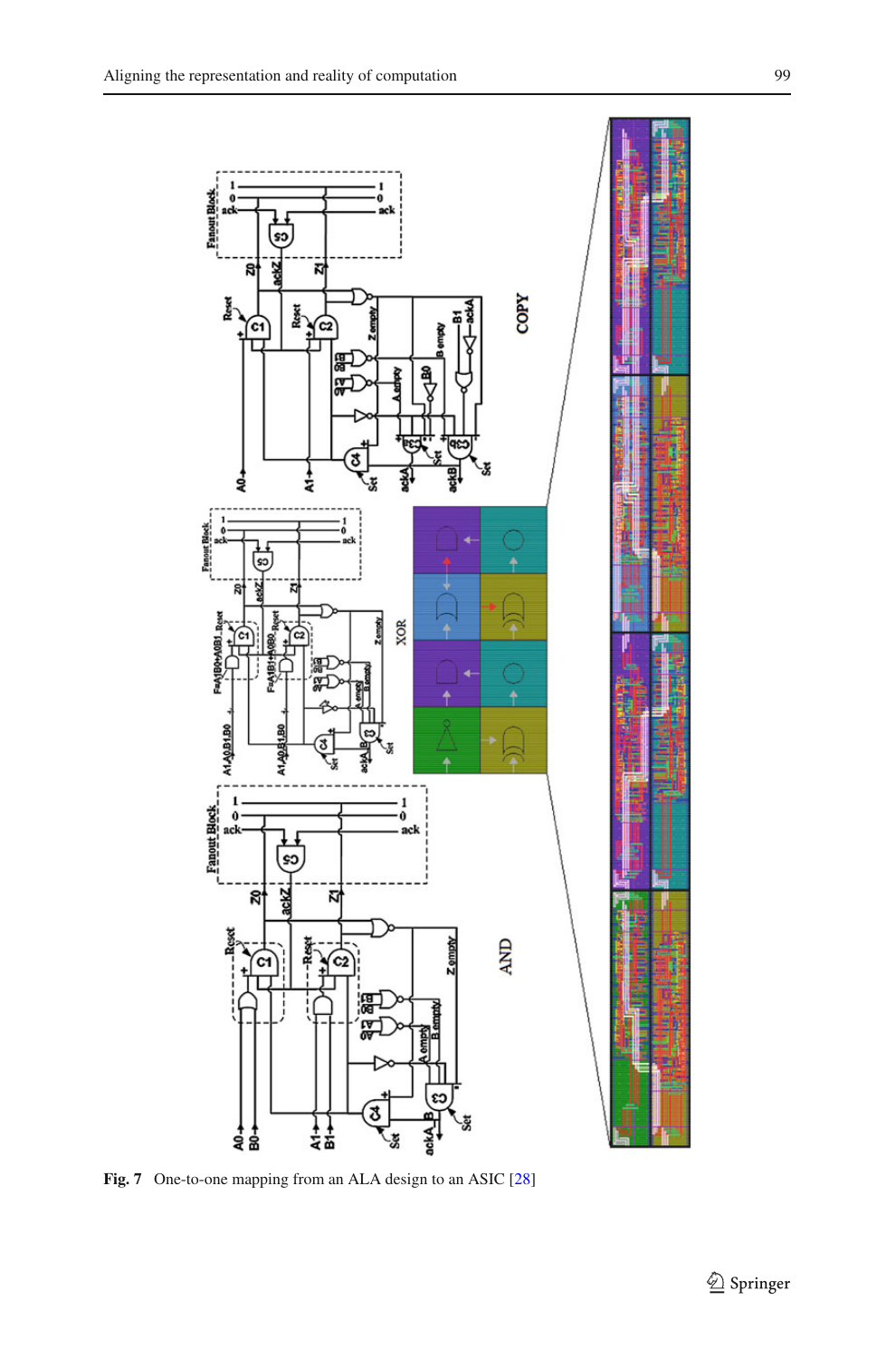**Fig. 7** One-to-one mapping from an ALA design to an ASIC [28]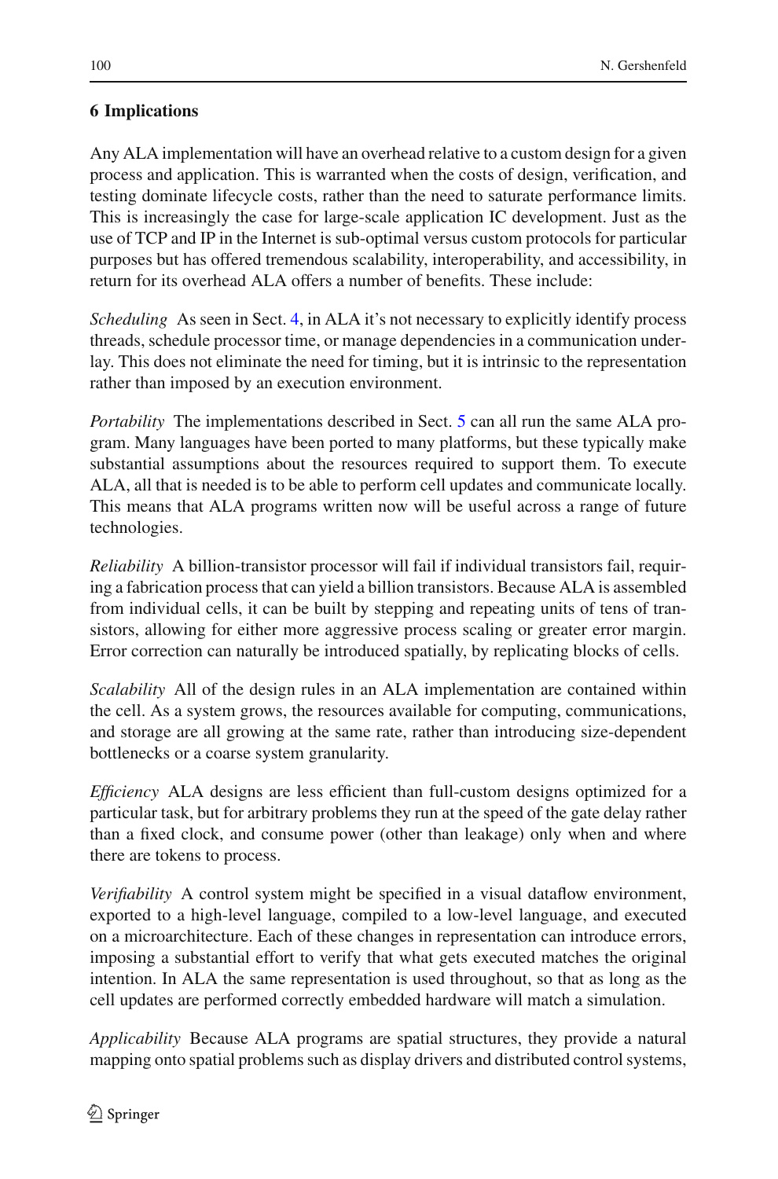## 6 Implications

Any ALA implementation will have an overhead relative to a custom design for a given process and application. This is warranted when the costs of design, verification, and testing dominate lifecycle costs, rather than the need to saturate performance limits. This is increasingly the case for large-scale application IC development. Just as the use of TCP and IP in the Internet is sub-optimal versus custom protocols for particular purposes but has offered tremendous scalability, interoperability, and accessibility, in return for its overhead ALA offers a number of benefits. These include:

*Scheduling* As seen in Sect. 4, in ALA it's not necessary to explicitly identify process threads, schedule processor time, or manage dependencies in a communication underlay. This does not eliminate the need for timing, but it is intrinsic to the representation rather than imposed by an execution environment.

*Portability* The implementations described in Sect. 5 can all run the same ALA program. Many languages have been ported to many platforms, but these typically make substantial assumptions about the resources required to support them. To execute ALA, all that is needed is to be able to perform cell updates and communicate locally. This means that ALA programs written now will be useful across a range of future technologies.

*Reliability* A billion-transistor processor will fail if individual transistors fail, requiring a fabrication process that can yield a billion transistors. Because ALA is assembled from individual cells, it can be built by stepping and repeating units of tens of transistors, allowing for either more aggressive process scaling or greater error margin. Error correction can naturally be introduced spatially, by replicating blocks of cells.

*Scalability* All of the design rules in an ALA implementation are contained within the cell. As a system grows, the resources available for computing, communications, and storage are all growing at the same rate, rather than introducing size-dependent bottlenecks or a coarse system granularity.

*Efficiency* ALA designs are less efficient than full-custom designs optimized for a particular task, but for arbitrary problems they run at the speed of the gate delay rather than a fixed clock, and consume power (other than leakage) only when and where there are tokens to process.

*Verifiability* A control system might be specified in a visual dataflow environment, exported to a high-level language, compiled to a low-level language, and executed on a microarchitecture. Each of these changes in representation can introduce errors, imposing a substantial effort to verify that what gets executed matches the original intention. In ALA the same representation is used throughout, so that as long as the cell updates are performed correctly embedded hardware will match a simulation.

*Applicability* Because ALA programs are spatial structures, they provide a natural mapping onto spatial problems such as display drivers and distributed control systems,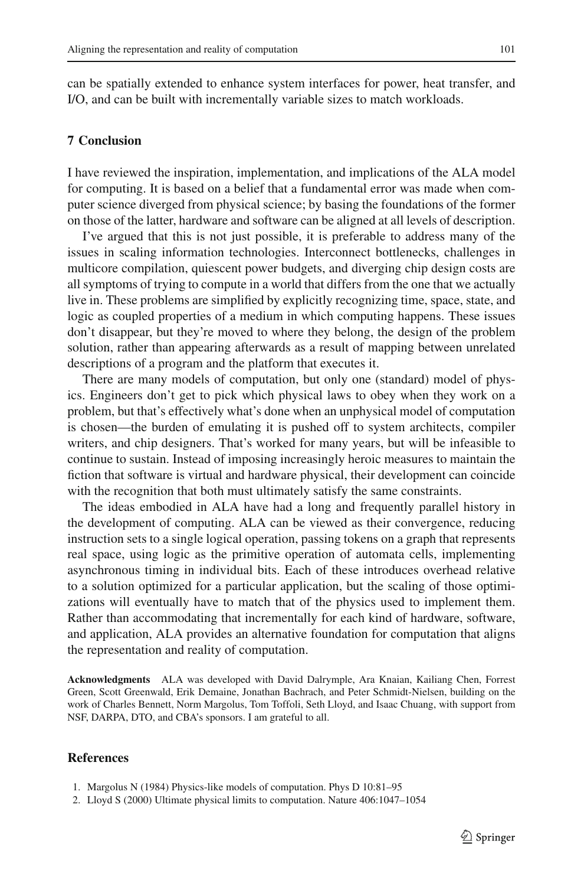can be spatially extended to enhance system interfaces for power, heat transfer, and I/O, and can be built with incrementally variable sizes to match workloads.

## 7 Conclusion

I have reviewed the inspiration, implementation, and implications of the ALA model for computing. It is based on a belief that a fundamental error was made when computer science diverged from physical science; by basing the foundations of the former on those of the latter, hardware and software can be aligned at all levels of description.

I've argued that this is not just possible, it is preferable to address many of the issues in scaling information technologies. Interconnect bottlenecks, challenges in multicore compilation, quiescent power budgets, and diverging chip design costs are all symptoms of trying to compute in a world that differs from the one that we actually live in. These problems are simplified by explicitly recognizing time, space, state, and logic as coupled properties of a medium in which computing happens. These issues don't disappear, but they're moved to where they belong, the design of the problem solution, rather than appearing afterwards as a result of mapping between unrelated descriptions of a program and the platform that executes it.

There are many models of computation, but only one (standard) model of physics. Engineers don't get to pick which physical laws to obey when they work on a problem, but that's effectively what's done when an unphysical model of computation is chosen—the burden of emulating it is pushed off to system architects, compiler writers, and chip designers. That's worked for many years, but will be infeasible to continue to sustain. Instead of imposing increasingly heroic measures to maintain the fiction that software is virtual and hardware physical, their development can coincide with the recognition that both must ultimately satisfy the same constraints.

The ideas embodied in ALA have had a long and frequently parallel history in the development of computing. ALA can be viewed as their convergence, reducing instruction sets to a single logical operation, passing tokens on a graph that represents real space, using logic as the primitive operation of automata cells, implementing asynchronous timing in individual bits. Each of these introduces overhead relative to a solution optimized for a particular application, but the scaling of those optimizations will eventually have to match that of the physics used to implement them. Rather than accommodating that incrementally for each kind of hardware, software, and application, ALA provides an alternative foundation for computation that aligns the representation and reality of computation.

**Acknowledgments** ALA was developed with David Dalrymple, Ara Knaian, Kailiang Chen, Forrest Green, Scott Greenwald, Erik Demaine, Jonathan Bachrach, and Peter Schmidt-Nielsen, building on the work of Charles Bennett, Norm Margolus, Tom Toffoli, Seth Lloyd, and Isaac Chuang, with support from NSF, DARPA, DTO, and CBA's sponsors. I am grateful to all.

## References

1. Margolus N (1984) Physics-like models of computation. Phys D 10:81–95
2. Lloyd S (2000) Ultimate physical limits to computation. Nature 406:1047–1054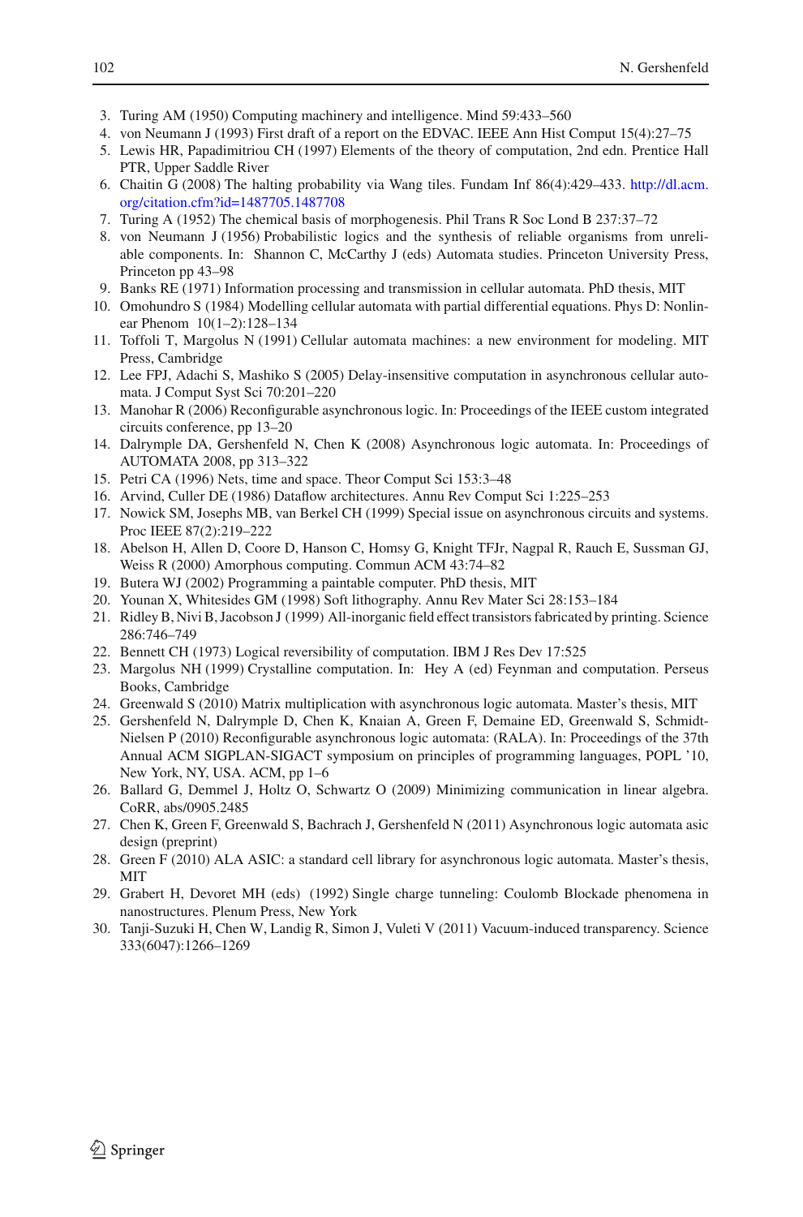3. Turing AM (1950) Computing machinery and intelligence. Mind 59:433–560
4. von Neumann J (1993) First draft of a report on the EDVAC. IEEE Ann Hist Comput 15(4):27–75
5. Lewis HR, Papadimitriou CH (1997) Elements of the theory of computation, 2nd edn. Prentice Hall PTR, Upper Saddle River
6. Chaitin G (2008) The halting probability via Wang tiles. Fundam Inf 86(4):429–433. http://dl.acm.org/citation.cfm?id=1487705.1487708
7. Turing A (1952) The chemical basis of morphogenesis. Phil Trans R Soc Lond B 237:37–72
8. von Neumann J (1956) Probabilistic logics and the synthesis of reliable organisms from unreliable components. In: Shannon C, McCarthy J (eds) Automata studies. Princeton University Press, Princeton pp 43–98
9. Banks RE (1971) Information processing and transmission in cellular automata. PhD thesis, MIT
10. Omohundro S (1984) Modelling cellular automata with partial differential equations. Phys D: Nonlinear Phenom 10(1–2):128–134
11. Toffoli T, Margolus N (1991) Cellular automata machines: a new environment for modeling. MIT Press, Cambridge
12. Lee FPJ, Adachi S, Mashiko S (2005) Delay-insensitive computation in asynchronous cellular automata. J Comput Syst Sci 70:201–220
13. Manohar R (2006) Reconfigurable asynchronous logic. In: Proceedings of the IEEE custom integrated circuits conference, pp 13–20
14. Dalrymple DA, Gershenfeld N, Chen K (2008) Asynchronous logic automata. In: Proceedings of AUTOMATA 2008, pp 313–322
15. Petri CA (1996) Nets, time and space. Theor Comput Sci 153:3–48
16. Arvind, Culler DE (1986) Dataflow architectures. Annu Rev Comput Sci 1:225–253
17. Nowick SM, Josephs MB, van Berkel CH (1999) Special issue on asynchronous circuits and systems. Proc IEEE 87(2):219–222
18. Abelson H, Allen D, Coore D, Hanson C, Homsy G, Knight TFJr, Nagpal R, Rauch E, Sussman GJ, Weiss R (2000) Amorphous computing. Commun ACM 43:74–82
19. Butera WJ (2002) Programming a paintable computer. PhD thesis, MIT
20. Younan X, Whitesides GM (1998) Soft lithography. Annu Rev Mater Sci 28:153–184
21. Ridley B, Nivi B, Jacobson J (1999) All-inorganic field effect transistors fabricated by printing. Science 286:746–749
22. Bennett CH (1973) Logical reversibility of computation. IBM J Res Dev 17:525
23. Margolus NH (1999) Crystalline computation. In: Hey A (ed) Feynman and computation. Perseus Books, Cambridge
24. Greenwald S (2010) Matrix multiplication with asynchronous logic automata. Master's thesis, MIT
25. Gershenfeld N, Dalrymple D, Chen K, Knaian A, Green F, Demaine ED, Greenwald S, Schmidt-Nielsen P (2010) Reconfigurable asynchronous logic automata: (RALA). In: Proceedings of the 37th Annual ACM SIGPLAN-SIGACT symposium on principles of programming languages, POPL '10, New York, NY, USA. ACM, pp 1–6
26. Ballard G, Demmel J, Holtz O, Schwartz O (2009) Minimizing communication in linear algebra. CoRR, abs/0905.2485
27. Chen K, Green F, Greenwald S, Bachrach J, Gershenfeld N (2011) Asynchronous logic automata asic design (preprint)
28. Green F (2010) ALA ASIC: a standard cell library for asynchronous logic automata. Master's thesis, MIT
29. Grabert H, Devoret MH (eds) (1992) Single charge tunneling: Coulomb Blockade phenomena in nanostructures. Plenum Press, New York
30. Tanji-Suzuki H, Chen W, Landig R, Simon J, Vuleti V (2011) Vacuum-induced transparency. Science 333(6047):1266–1269